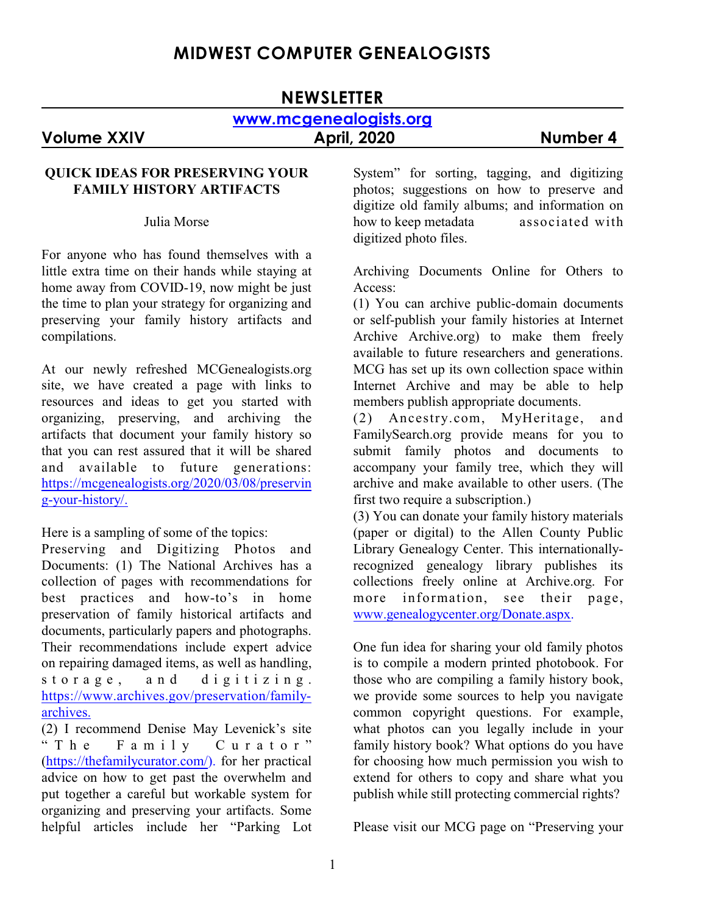# MIDWEST COMPUTER GENEALOGISTS

## NEWSLETTER

www.mcgenealogists.org

**Volume XXIV** **April, 2020** **Number 4**

### QUICK IDEAS FOR PRESERVING YOUR FAMILY HISTORY ARTIFACTS

Julia Morse

For anyone who has found themselves with a little extra time on their hands while staying at home away from COVID-19, now might be just the time to plan your strategy for organizing and preserving your family history artifacts and compilations.

At our newly refreshed MCGenealogists.org site, we have created a page with links to resources and ideas to get you started with organizing, preserving, and archiving the artifacts that document your family history so that you can rest assured that it will be shared and available to future generations: https://mcgenealogists.org/2020/03/08/preserving-your-history/.

Here is a sampling of some of the topics:

Preserving and Digitizing Photos and Documents: (1) The National Archives has a collection of pages with recommendations for best practices and how-to's in home preservation of family historical artifacts and documents, particularly papers and photographs. Their recommendations include expert advice on repairing damaged items, as well as handling, storage, and digitizing. https://www.archives.gov/preservation/family-archives.

(2) I recommend Denise May Levenick's site "The Family Curator" (https://thefamilycurator.com/). for her practical advice on how to get past the overwhelm and put together a careful but workable system for organizing and preserving your artifacts. Some helpful articles include her "Parking Lot System" for sorting, tagging, and digitizing photos; suggestions on how to preserve and digitize old family albums; and information on how to keep metadata associated with digitized photo files.

Archiving Documents Online for Others to Access:

(1) You can archive public-domain documents or self-publish your family histories at Internet Archive Archive.org) to make them freely available to future researchers and generations. MCG has set up its own collection space within Internet Archive and may be able to help members publish appropriate documents.

(2) Ancestry.com, MyHeritage, and FamilySearch.org provide means for you to submit family photos and documents to accompany your family tree, which they will archive and make available to other users. (The first two require a subscription.)

(3) You can donate your family history materials (paper or digital) to the Allen County Public Library Genealogy Center. This internationally-recognized genealogy library publishes its collections freely online at Archive.org. For more information, see their page, www.genealogycenter.org/Donate.aspx.

One fun idea for sharing your old family photos is to compile a modern printed photobook. For those who are compiling a family history book, we provide some sources to help you navigate common copyright questions. For example, what photos can you legally include in your family history book? What options do you have for choosing how much permission you wish to extend for others to copy and share what you publish while still protecting commercial rights?

Please visit our MCG page on "Preserving your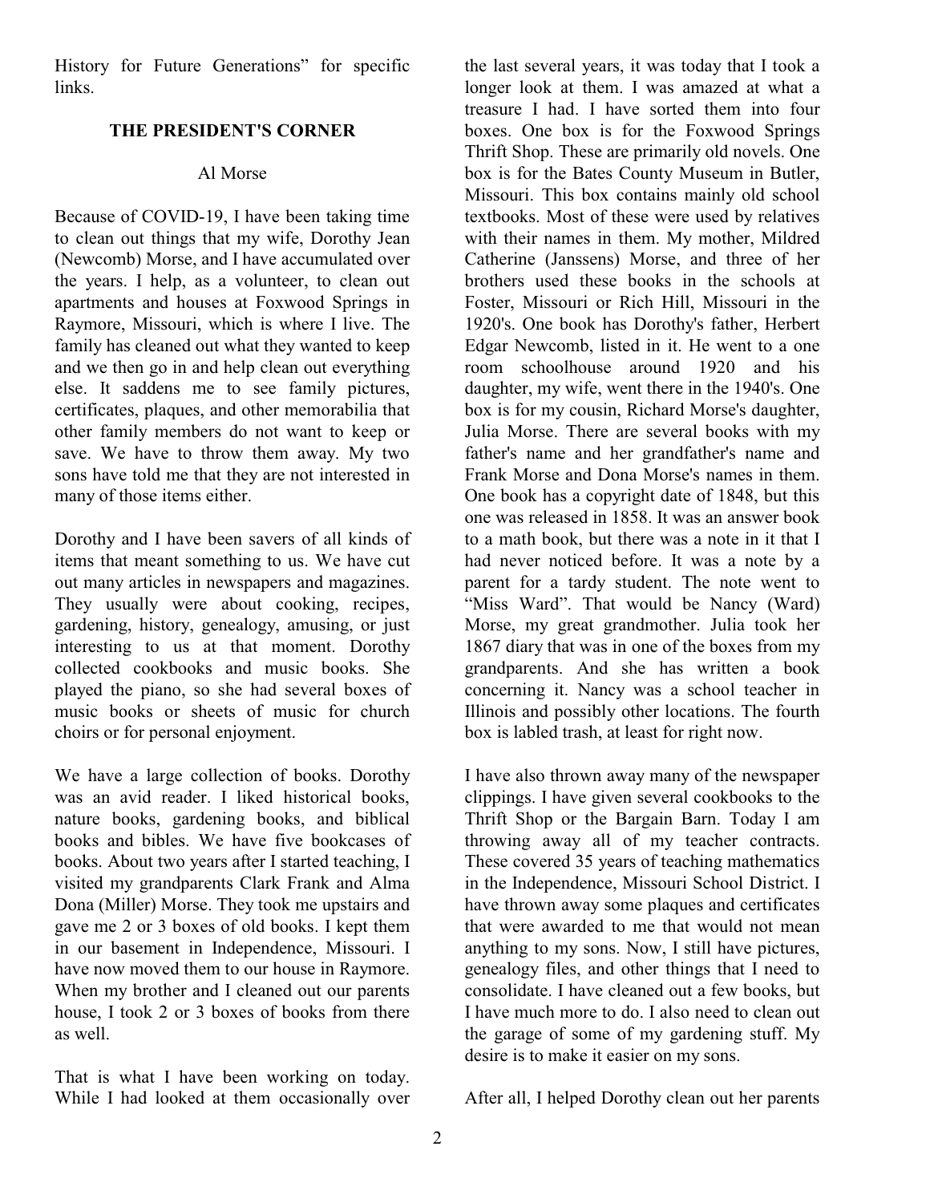History for Future Generations" for specific links.

## THE PRESIDENT'S CORNER

Al Morse

Because of COVID-19, I have been taking time to clean out things that my wife, Dorothy Jean (Newcomb) Morse, and I have accumulated over the years. I help, as a volunteer, to clean out apartments and houses at Foxwood Springs in Raymore, Missouri, which is where I live. The family has cleaned out what they wanted to keep and we then go in and help clean out everything else. It saddens me to see family pictures, certificates, plaques, and other memorabilia that other family members do not want to keep or save. We have to throw them away. My two sons have told me that they are not interested in many of those items either.

Dorothy and I have been savers of all kinds of items that meant something to us. We have cut out many articles in newspapers and magazines. They usually were about cooking, recipes, gardening, history, genealogy, amusing, or just interesting to us at that moment. Dorothy collected cookbooks and music books. She played the piano, so she had several boxes of music books or sheets of music for church choirs or for personal enjoyment.

We have a large collection of books. Dorothy was an avid reader. I liked historical books, nature books, gardening books, and biblical books and bibles. We have five bookcases of books. About two years after I started teaching, I visited my grandparents Clark Frank and Alma Dona (Miller) Morse. They took me upstairs and gave me 2 or 3 boxes of old books. I kept them in our basement in Independence, Missouri. I have now moved them to our house in Raymore. When my brother and I cleaned out our parents house, I took 2 or 3 boxes of books from there as well.

That is what I have been working on today. While I had looked at them occasionally over the last several years, it was today that I took a longer look at them. I was amazed at what a treasure I had. I have sorted them into four boxes. One box is for the Foxwood Springs Thrift Shop. These are primarily old novels. One box is for the Bates County Museum in Butler, Missouri. This box contains mainly old school textbooks. Most of these were used by relatives with their names in them. My mother, Mildred Catherine (Janssens) Morse, and three of her brothers used these books in the schools at Foster, Missouri or Rich Hill, Missouri in the 1920's. One book has Dorothy's father, Herbert Edgar Newcomb, listed in it. He went to a one room schoolhouse around 1920 and his daughter, my wife, went there in the 1940's. One box is for my cousin, Richard Morse's daughter, Julia Morse. There are several books with my father's name and her grandfather's name and Frank Morse and Dona Morse's names in them. One book has a copyright date of 1848, but this one was released in 1858. It was an answer book to a math book, but there was a note in it that I had never noticed before. It was a note by a parent for a tardy student. The note went to "Miss Ward". That would be Nancy (Ward) Morse, my great grandmother. Julia took her 1867 diary that was in one of the boxes from my grandparents. And she has written a book concerning it. Nancy was a school teacher in Illinois and possibly other locations. The fourth box is labled trash, at least for right now.

I have also thrown away many of the newspaper clippings. I have given several cookbooks to the Thrift Shop or the Bargain Barn. Today I am throwing away all of my teacher contracts. These covered 35 years of teaching mathematics in the Independence, Missouri School District. I have thrown away some plaques and certificates that were awarded to me that would not mean anything to my sons. Now, I still have pictures, genealogy files, and other things that I need to consolidate. I have cleaned out a few books, but I have much more to do. I also need to clean out the garage of some of my gardening stuff. My desire is to make it easier on my sons.

After all, I helped Dorothy clean out her parents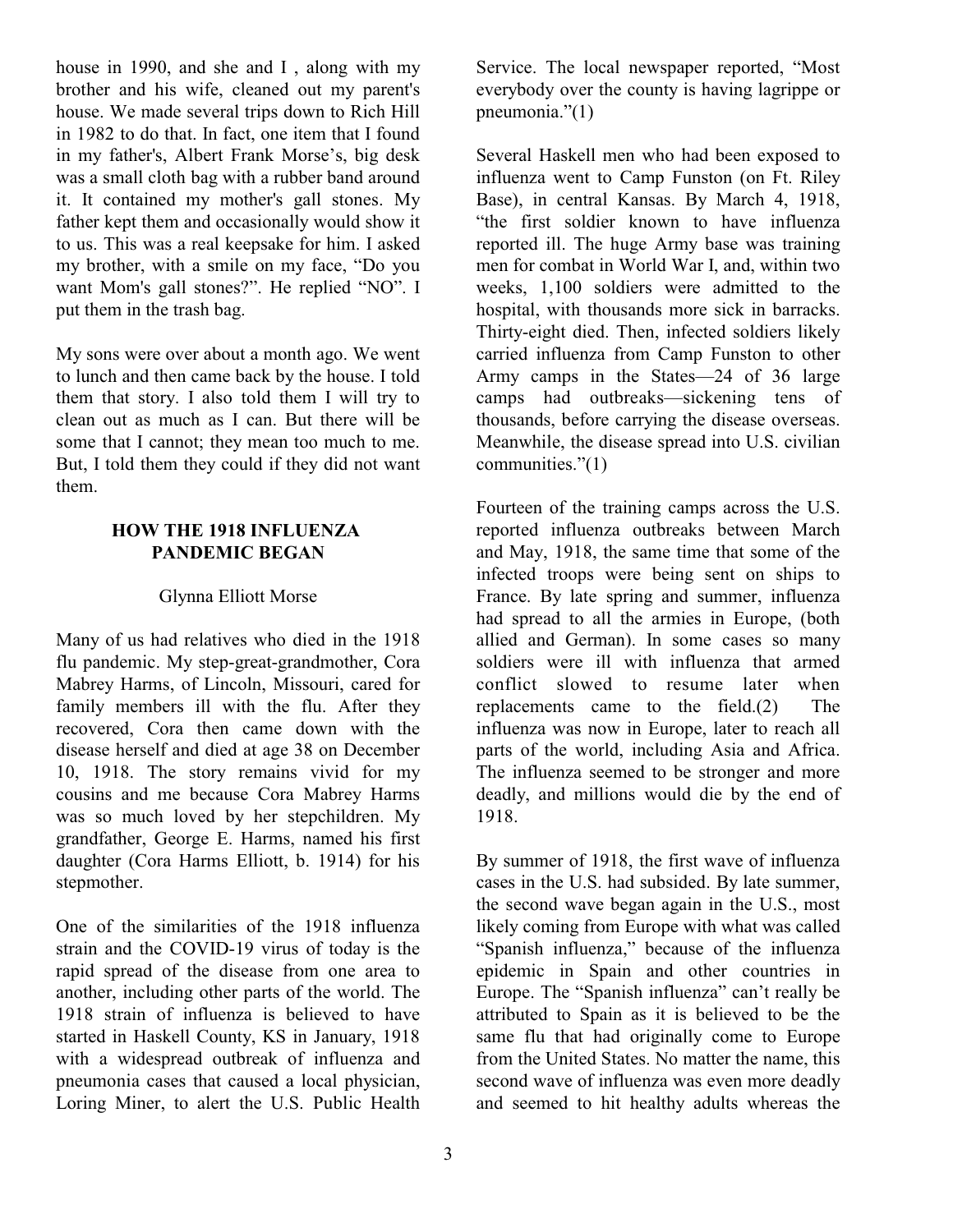house in 1990, and she and I , along with my brother and his wife, cleaned out my parent's house. We made several trips down to Rich Hill in 1982 to do that. In fact, one item that I found in my father's, Albert Frank Morse's, big desk was a small cloth bag with a rubber band around it. It contained my mother's gall stones. My father kept them and occasionally would show it to us. This was a real keepsake for him. I asked my brother, with a smile on my face, "Do you want Mom's gall stones?". He replied "NO". I put them in the trash bag.

My sons were over about a month ago. We went to lunch and then came back by the house. I told them that story. I also told them I will try to clean out as much as I can. But there will be some that I cannot; they mean too much to me. But, I told them they could if they did not want them.

## HOW THE 1918 INFLUENZA PANDEMIC BEGAN

Glynna Elliott Morse

Many of us had relatives who died in the 1918 flu pandemic. My step-great-grandmother, Cora Mabrey Harms, of Lincoln, Missouri, cared for family members ill with the flu. After they recovered, Cora then came down with the disease herself and died at age 38 on December 10, 1918. The story remains vivid for my cousins and me because Cora Mabrey Harms was so much loved by her stepchildren. My grandfather, George E. Harms, named his first daughter (Cora Harms Elliott, b. 1914) for his stepmother.

One of the similarities of the 1918 influenza strain and the COVID-19 virus of today is the rapid spread of the disease from one area to another, including other parts of the world. The 1918 strain of influenza is believed to have started in Haskell County, KS in January, 1918 with a widespread outbreak of influenza and pneumonia cases that caused a local physician, Loring Miner, to alert the U.S. Public Health Service. The local newspaper reported, "Most everybody over the county is having lagrippe or pneumonia."(1)

Several Haskell men who had been exposed to influenza went to Camp Funston (on Ft. Riley Base), in central Kansas. By March 4, 1918, "the first soldier known to have influenza reported ill. The huge Army base was training men for combat in World War I, and, within two weeks, 1,100 soldiers were admitted to the hospital, with thousands more sick in barracks. Thirty-eight died. Then, infected soldiers likely carried influenza from Camp Funston to other Army camps in the States—24 of 36 large camps had outbreaks—sickening tens of thousands, before carrying the disease overseas. Meanwhile, the disease spread into U.S. civilian communities."(1)

Fourteen of the training camps across the U.S. reported influenza outbreaks between March and May, 1918, the same time that some of the infected troops were being sent on ships to France. By late spring and summer, influenza had spread to all the armies in Europe, (both allied and German). In some cases so many soldiers were ill with influenza that armed conflict slowed to resume later when replacements came to the field.(2) The influenza was now in Europe, later to reach all parts of the world, including Asia and Africa. The influenza seemed to be stronger and more deadly, and millions would die by the end of 1918.

By summer of 1918, the first wave of influenza cases in the U.S. had subsided. By late summer, the second wave began again in the U.S., most likely coming from Europe with what was called "Spanish influenza," because of the influenza epidemic in Spain and other countries in Europe. The "Spanish influenza" can't really be attributed to Spain as it is believed to be the same flu that had originally come to Europe from the United States. No matter the name, this second wave of influenza was even more deadly and seemed to hit healthy adults whereas the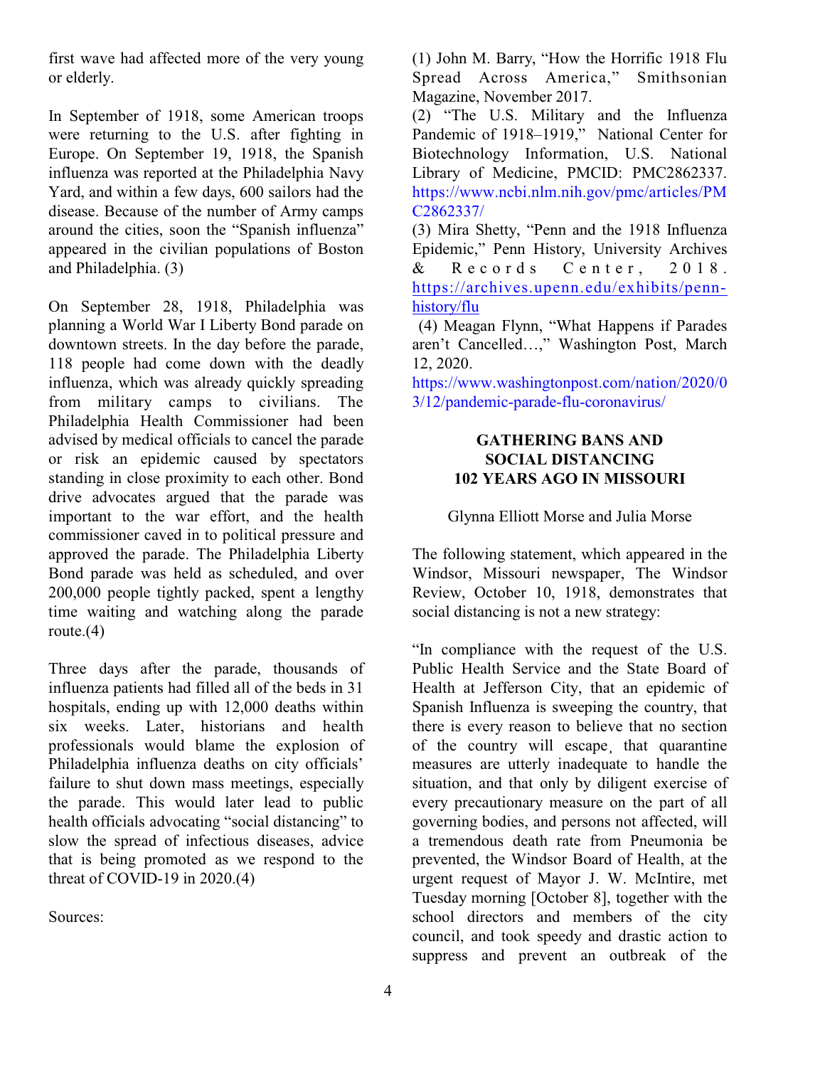first wave had affected more of the very young or elderly.

In September of 1918, some American troops were returning to the U.S. after fighting in Europe. On September 19, 1918, the Spanish influenza was reported at the Philadelphia Navy Yard, and within a few days, 600 sailors had the disease. Because of the number of Army camps around the cities, soon the "Spanish influenza" appeared in the civilian populations of Boston and Philadelphia. (3)

On September 28, 1918, Philadelphia was planning a World War I Liberty Bond parade on downtown streets. In the day before the parade, 118 people had come down with the deadly influenza, which was already quickly spreading from military camps to civilians. The Philadelphia Health Commissioner had been advised by medical officials to cancel the parade or risk an epidemic caused by spectators standing in close proximity to each other. Bond drive advocates argued that the parade was important to the war effort, and the health commissioner caved in to political pressure and approved the parade. The Philadelphia Liberty Bond parade was held as scheduled, and over 200,000 people tightly packed, spent a lengthy time waiting and watching along the parade route.(4)

Three days after the parade, thousands of influenza patients had filled all of the beds in 31 hospitals, ending up with 12,000 deaths within six weeks. Later, historians and health professionals would blame the explosion of Philadelphia influenza deaths on city officials' failure to shut down mass meetings, especially the parade. This would later lead to public health officials advocating "social distancing" to slow the spread of infectious diseases, advice that is being promoted as we respond to the threat of COVID-19 in 2020.(4)

Sources:

(1) John M. Barry, "How the Horrific 1918 Flu Spread Across America," Smithsonian Magazine, November 2017.

(2) "The U.S. Military and the Influenza Pandemic of 1918–1919," National Center for Biotechnology Information, U.S. National Library of Medicine, PMCID: PMC2862337. https://www.ncbi.nlm.nih.gov/pmc/articles/PMC2862337/

(3) Mira Shetty, "Penn and the 1918 Influenza Epidemic," Penn History, University Archives & Records Center, 2018. https://archives.upenn.edu/exhibits/penn-history/flu

(4) Meagan Flynn, "What Happens if Parades aren't Cancelled…," Washington Post, March 12, 2020. https://www.washingtonpost.com/nation/2020/03/12/pandemic-parade-flu-coronavirus/

## GATHERING BANS AND SOCIAL DISTANCING 102 YEARS AGO IN MISSOURI

Glynna Elliott Morse and Julia Morse

The following statement, which appeared in the Windsor, Missouri newspaper, The Windsor Review, October 10, 1918, demonstrates that social distancing is not a new strategy:

"In compliance with the request of the U.S. Public Health Service and the State Board of Health at Jefferson City, that an epidemic of Spanish Influenza is sweeping the country, that there is every reason to believe that no section of the country will escape, that quarantine measures are utterly inadequate to handle the situation, and that only by diligent exercise of every precautionary measure on the part of all governing bodies, and persons not affected, will a tremendous death rate from Pneumonia be prevented, the Windsor Board of Health, at the urgent request of Mayor J. W. McIntire, met Tuesday morning [October 8], together with the school directors and members of the city council, and took speedy and drastic action to suppress and prevent an outbreak of the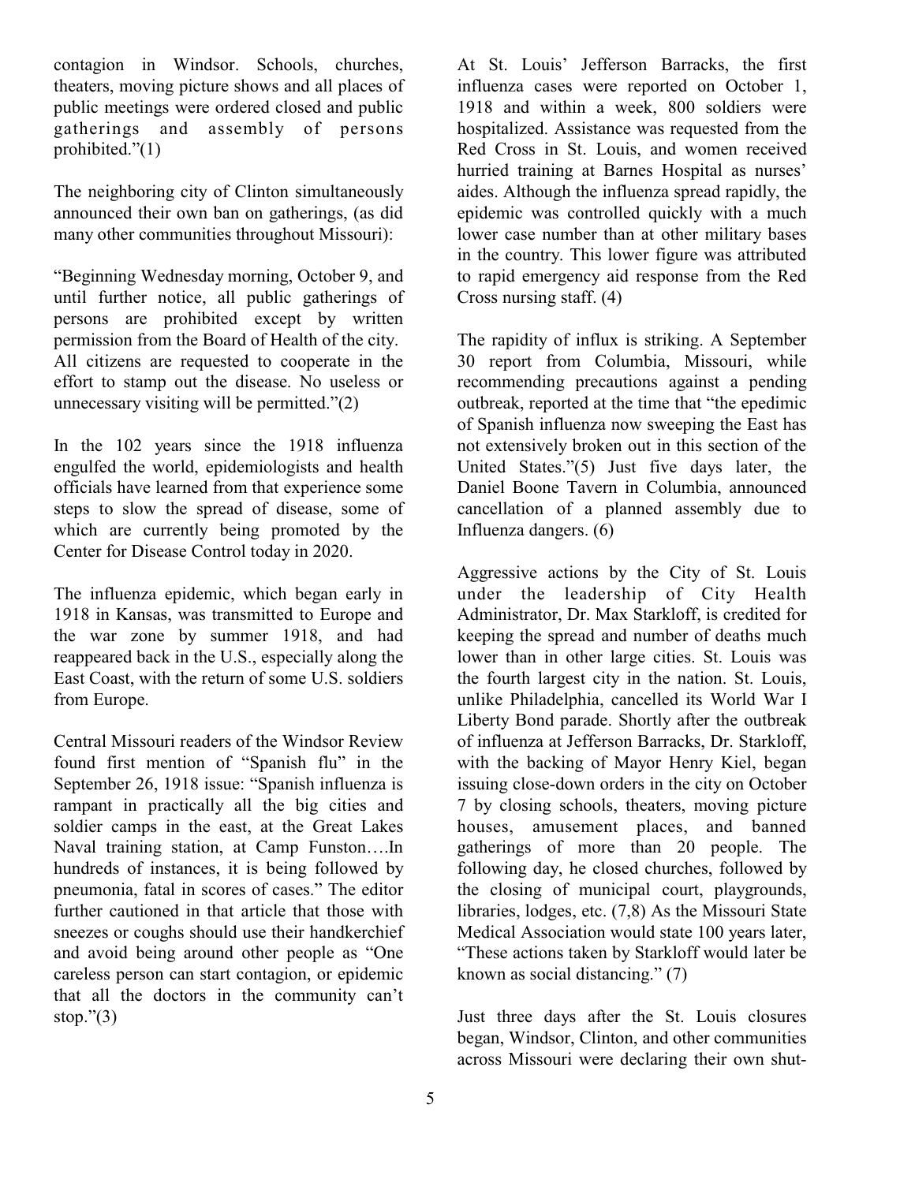contagion in Windsor. Schools, churches, theaters, moving picture shows and all places of public meetings were ordered closed and public gatherings and assembly of persons prohibited."(1)

The neighboring city of Clinton simultaneously announced their own ban on gatherings, (as did many other communities throughout Missouri):

"Beginning Wednesday morning, October 9, and until further notice, all public gatherings of persons are prohibited except by written permission from the Board of Health of the city. All citizens are requested to cooperate in the effort to stamp out the disease. No useless or unnecessary visiting will be permitted."(2)

In the 102 years since the 1918 influenza engulfed the world, epidemiologists and health officials have learned from that experience some steps to slow the spread of disease, some of which are currently being promoted by the Center for Disease Control today in 2020.

The influenza epidemic, which began early in 1918 in Kansas, was transmitted to Europe and the war zone by summer 1918, and had reappeared back in the U.S., especially along the East Coast, with the return of some U.S. soldiers from Europe.

Central Missouri readers of the Windsor Review found first mention of "Spanish flu" in the September 26, 1918 issue: "Spanish influenza is rampant in practically all the big cities and soldier camps in the east, at the Great Lakes Naval training station, at Camp Funston….In hundreds of instances, it is being followed by pneumonia, fatal in scores of cases." The editor further cautioned in that article that those with sneezes or coughs should use their handkerchief and avoid being around other people as "One careless person can start contagion, or epidemic that all the doctors in the community can't stop."(3)

At St. Louis' Jefferson Barracks, the first influenza cases were reported on October 1, 1918 and within a week, 800 soldiers were hospitalized. Assistance was requested from the Red Cross in St. Louis, and women received hurried training at Barnes Hospital as nurses' aides. Although the influenza spread rapidly, the epidemic was controlled quickly with a much lower case number than at other military bases in the country. This lower figure was attributed to rapid emergency aid response from the Red Cross nursing staff. (4)

The rapidity of influx is striking. A September 30 report from Columbia, Missouri, while recommending precautions against a pending outbreak, reported at the time that "the epedimic of Spanish influenza now sweeping the East has not extensively broken out in this section of the United States."(5) Just five days later, the Daniel Boone Tavern in Columbia, announced cancellation of a planned assembly due to Influenza dangers. (6)

Aggressive actions by the City of St. Louis under the leadership of City Health Administrator, Dr. Max Starkloff, is credited for keeping the spread and number of deaths much lower than in other large cities. St. Louis was the fourth largest city in the nation. St. Louis, unlike Philadelphia, cancelled its World War I Liberty Bond parade. Shortly after the outbreak of influenza at Jefferson Barracks, Dr. Starkloff, with the backing of Mayor Henry Kiel, began issuing close-down orders in the city on October 7 by closing schools, theaters, moving picture houses, amusement places, and banned gatherings of more than 20 people. The following day, he closed churches, followed by the closing of municipal court, playgrounds, libraries, lodges, etc. (7,8) As the Missouri State Medical Association would state 100 years later, "These actions taken by Starkloff would later be known as social distancing." (7)

Just three days after the St. Louis closures began, Windsor, Clinton, and other communities across Missouri were declaring their own shut-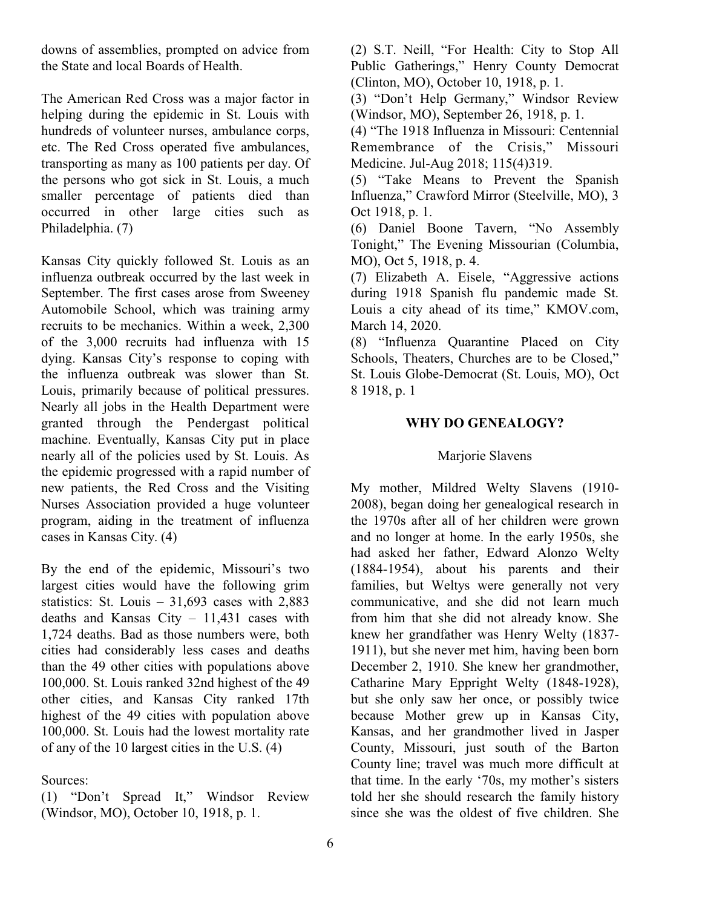downs of assemblies, prompted on advice from the State and local Boards of Health.

The American Red Cross was a major factor in helping during the epidemic in St. Louis with hundreds of volunteer nurses, ambulance corps, etc. The Red Cross operated five ambulances, transporting as many as 100 patients per day. Of the persons who got sick in St. Louis, a much smaller percentage of patients died than occurred in other large cities such as Philadelphia. (7)

Kansas City quickly followed St. Louis as an influenza outbreak occurred by the last week in September. The first cases arose from Sweeney Automobile School, which was training army recruits to be mechanics. Within a week, 2,300 of the 3,000 recruits had influenza with 15 dying. Kansas City's response to coping with the influenza outbreak was slower than St. Louis, primarily because of political pressures. Nearly all jobs in the Health Department were granted through the Pendergast political machine. Eventually, Kansas City put in place nearly all of the policies used by St. Louis. As the epidemic progressed with a rapid number of new patients, the Red Cross and the Visiting Nurses Association provided a huge volunteer program, aiding in the treatment of influenza cases in Kansas City. (4)

By the end of the epidemic, Missouri's two largest cities would have the following grim statistics: St. Louis – 31,693 cases with 2,883 deaths and Kansas City – 11,431 cases with 1,724 deaths. Bad as those numbers were, both cities had considerably less cases and deaths than the 49 other cities with populations above 100,000. St. Louis ranked 32nd highest of the 49 other cities, and Kansas City ranked 17th highest of the 49 cities with population above 100,000. St. Louis had the lowest mortality rate of any of the 10 largest cities in the U.S. (4)

Sources:

(1) "Don't Spread It," Windsor Review (Windsor, MO), October 10, 1918, p. 1.

(2) S.T. Neill, "For Health: City to Stop All Public Gatherings," Henry County Democrat (Clinton, MO), October 10, 1918, p. 1.

(3) "Don't Help Germany," Windsor Review (Windsor, MO), September 26, 1918, p. 1.

(4) "The 1918 Influenza in Missouri: Centennial Remembrance of the Crisis," Missouri Medicine. Jul-Aug 2018; 115(4)319.

(5) "Take Means to Prevent the Spanish Influenza," Crawford Mirror (Steelville, MO), 3 Oct 1918, p. 1.

(6) Daniel Boone Tavern, "No Assembly Tonight," The Evening Missourian (Columbia, MO), Oct 5, 1918, p. 4.

(7) Elizabeth A. Eisele, "Aggressive actions during 1918 Spanish flu pandemic made St. Louis a city ahead of its time," KMOV.com, March 14, 2020.

(8) "Influenza Quarantine Placed on City Schools, Theaters, Churches are to be Closed," St. Louis Globe-Democrat (St. Louis, MO), Oct 8 1918, p. 1

## WHY DO GENEALOGY?

Marjorie Slavens

My mother, Mildred Welty Slavens (1910-2008), began doing her genealogical research in the 1970s after all of her children were grown and no longer at home. In the early 1950s, she had asked her father, Edward Alonzo Welty (1884-1954), about his parents and their families, but Weltys were generally not very communicative, and she did not learn much from him that she did not already know. She knew her grandfather was Henry Welty (1837-1911), but she never met him, having been born December 2, 1910. She knew her grandmother, Catharine Mary Eppright Welty (1848-1928), but she only saw her once, or possibly twice because Mother grew up in Kansas City, Kansas, and her grandmother lived in Jasper County, Missouri, just south of the Barton County line; travel was much more difficult at that time. In the early '70s, my mother's sisters told her she should research the family history since she was the oldest of five children. She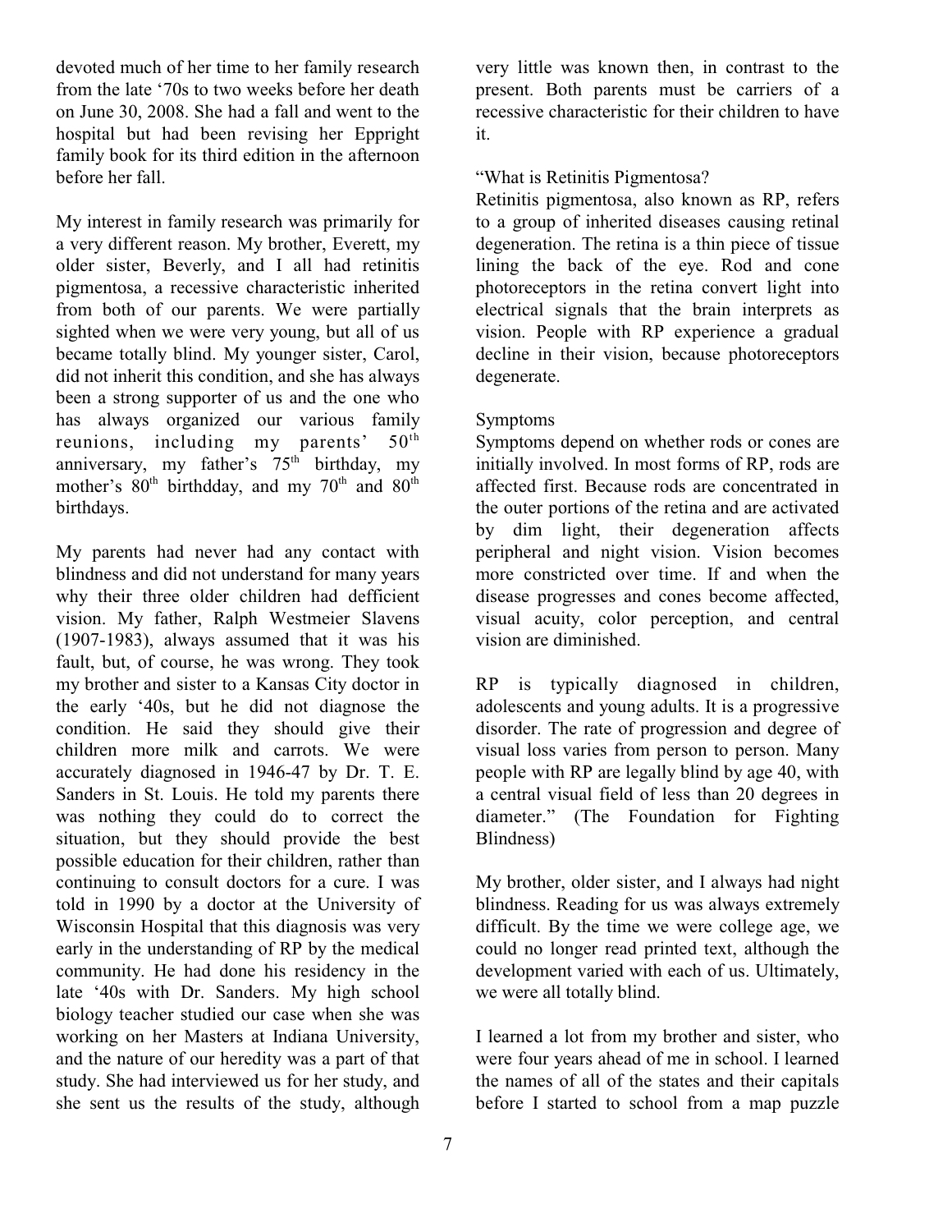devoted much of her time to her family research from the late '70s to two weeks before her death on June 30, 2008. She had a fall and went to the hospital but had been revising her Eppright family book for its third edition in the afternoon before her fall.

My interest in family research was primarily for a very different reason. My brother, Everett, my older sister, Beverly, and I all had retinitis pigmentosa, a recessive characteristic inherited from both of our parents. We were partially sighted when we were very young, but all of us became totally blind. My younger sister, Carol, did not inherit this condition, and she has always been a strong supporter of us and the one who has always organized our various family reunions, including my parents' 50th anniversary, my father's 75th birthday, my mother's 80th birthdday, and my 70th and 80th birthdays.

My parents had never had any contact with blindness and did not understand for many years why their three older children had defficient vision. My father, Ralph Westmeier Slavens (1907-1983), always assumed that it was his fault, but, of course, he was wrong. They took my brother and sister to a Kansas City doctor in the early '40s, but he did not diagnose the condition. He said they should give their children more milk and carrots. We were accurately diagnosed in 1946-47 by Dr. T. E. Sanders in St. Louis. He told my parents there was nothing they could do to correct the situation, but they should provide the best possible education for their children, rather than continuing to consult doctors for a cure. I was told in 1990 by a doctor at the University of Wisconsin Hospital that this diagnosis was very early in the understanding of RP by the medical community. He had done his residency in the late '40s with Dr. Sanders. My high school biology teacher studied our case when she was working on her Masters at Indiana University, and the nature of our heredity was a part of that study. She had interviewed us for her study, and she sent us the results of the study, although very little was known then, in contrast to the present. Both parents must be carriers of a recessive characteristic for their children to have it.

"What is Retinitis Pigmentosa?

Retinitis pigmentosa, also known as RP, refers to a group of inherited diseases causing retinal degeneration. The retina is a thin piece of tissue lining the back of the eye. Rod and cone photoreceptors in the retina convert light into electrical signals that the brain interprets as vision. People with RP experience a gradual decline in their vision, because photoreceptors degenerate.

Symptoms

Symptoms depend on whether rods or cones are initially involved. In most forms of RP, rods are affected first. Because rods are concentrated in the outer portions of the retina and are activated by dim light, their degeneration affects peripheral and night vision. Vision becomes more constricted over time. If and when the disease progresses and cones become affected, visual acuity, color perception, and central vision are diminished.

RP is typically diagnosed in children, adolescents and young adults. It is a progressive disorder. The rate of progression and degree of visual loss varies from person to person. Many people with RP are legally blind by age 40, with a central visual field of less than 20 degrees in diameter." (The Foundation for Fighting Blindness)

My brother, older sister, and I always had night blindness. Reading for us was always extremely difficult. By the time we were college age, we could no longer read printed text, although the development varied with each of us. Ultimately, we were all totally blind.

I learned a lot from my brother and sister, who were four years ahead of me in school. I learned the names of all of the states and their capitals before I started to school from a map puzzle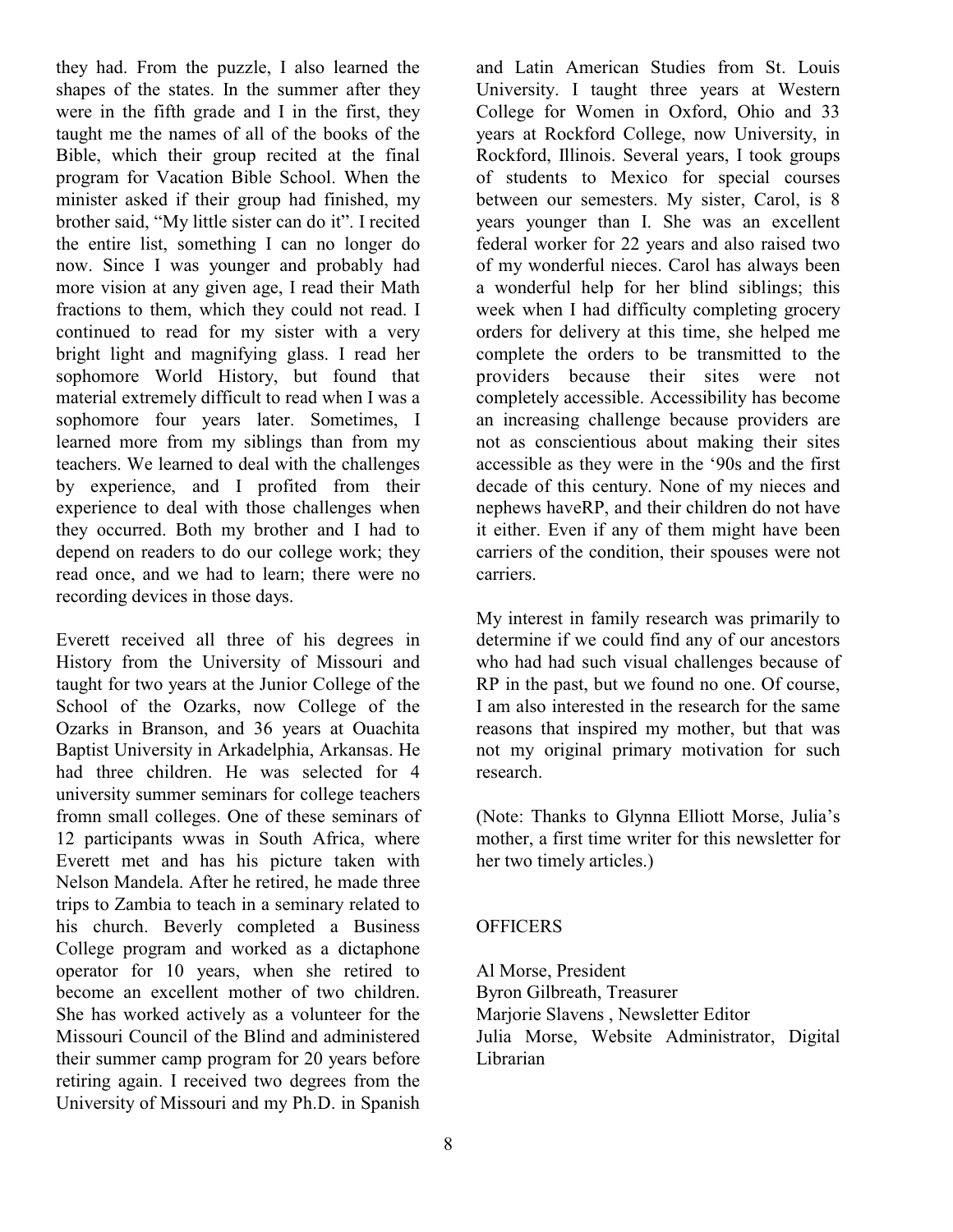they had. From the puzzle, I also learned the shapes of the states. In the summer after they were in the fifth grade and I in the first, they taught me the names of all of the books of the Bible, which their group recited at the final program for Vacation Bible School. When the minister asked if their group had finished, my brother said, "My little sister can do it". I recited the entire list, something I can no longer do now. Since I was younger and probably had more vision at any given age, I read their Math fractions to them, which they could not read. I continued to read for my sister with a very bright light and magnifying glass. I read her sophomore World History, but found that material extremely difficult to read when I was a sophomore four years later. Sometimes, I learned more from my siblings than from my teachers. We learned to deal with the challenges by experience, and I profited from their experience to deal with those challenges when they occurred. Both my brother and I had to depend on readers to do our college work; they read once, and we had to learn; there were no recording devices in those days.

Everett received all three of his degrees in History from the University of Missouri and taught for two years at the Junior College of the School of the Ozarks, now College of the Ozarks in Branson, and 36 years at Ouachita Baptist University in Arkadelphia, Arkansas. He had three children. He was selected for 4 university summer seminars for college teachers fromn small colleges. One of these seminars of 12 participants wwas in South Africa, where Everett met and has his picture taken with Nelson Mandela. After he retired, he made three trips to Zambia to teach in a seminary related to his church. Beverly completed a Business College program and worked as a dictaphone operator for 10 years, when she retired to become an excellent mother of two children. She has worked actively as a volunteer for the Missouri Council of the Blind and administered their summer camp program for 20 years before retiring again. I received two degrees from the University of Missouri and my Ph.D. in Spanish and Latin American Studies from St. Louis University. I taught three years at Western College for Women in Oxford, Ohio and 33 years at Rockford College, now University, in Rockford, Illinois. Several years, I took groups of students to Mexico for special courses between our semesters. My sister, Carol, is 8 years younger than I. She was an excellent federal worker for 22 years and also raised two of my wonderful nieces. Carol has always been a wonderful help for her blind siblings; this week when I had difficulty completing grocery orders for delivery at this time, she helped me complete the orders to be transmitted to the providers because their sites were not completely accessible. Accessibility has become an increasing challenge because providers are not as conscientious about making their sites accessible as they were in the '90s and the first decade of this century. None of my nieces and nephews haveRP, and their children do not have it either. Even if any of them might have been carriers of the condition, their spouses were not carriers.

My interest in family research was primarily to determine if we could find any of our ancestors who had had such visual challenges because of RP in the past, but we found no one. Of course, I am also interested in the research for the same reasons that inspired my mother, but that was not my original primary motivation for such research.

(Note: Thanks to Glynna Elliott Morse, Julia's mother, a first time writer for this newsletter for her two timely articles.)

## OFFICERS

Al Morse, President  
Byron Gilbreath, Treasurer  
Marjorie Slavens , Newsletter Editor  
Julia Morse, Website Administrator, Digital Librarian